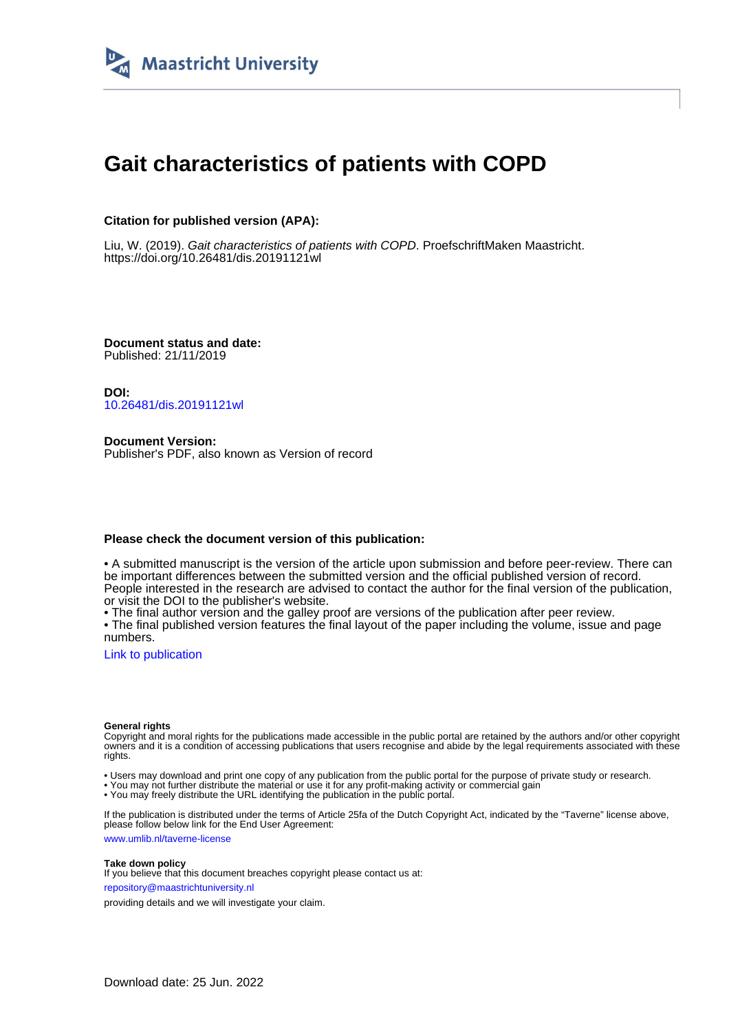Maastricht University

# Gait characteristics of patients with COPD

**Citation for published version (APA):**

Liu, W. (2019). *Gait characteristics of patients with COPD*. ProefschriftMaken Maastricht. https://doi.org/10.26481/dis.20191121wl

**Document status and date:**
Published: 21/11/2019

**DOI:**
10.26481/dis.20191121wl

**Document Version:**
Publisher's PDF, also known as Version of record

**Please check the document version of this publication:**

• A submitted manuscript is the version of the article upon submission and before peer-review. There can be important differences between the submitted version and the official published version of record. People interested in the research are advised to contact the author for the final version of the publication, or visit the DOI to the publisher's website.
• The final author version and the galley proof are versions of the publication after peer review.
• The final published version features the final layout of the paper including the volume, issue and page numbers.

Link to publication

**General rights**
Copyright and moral rights for the publications made accessible in the public portal are retained by the authors and/or other copyright owners and it is a condition of accessing publications that users recognise and abide by the legal requirements associated with these rights.

• Users may download and print one copy of any publication from the public portal for the purpose of private study or research.
• You may not further distribute the material or use it for any profit-making activity or commercial gain
• You may freely distribute the URL identifying the publication in the public portal.

If the publication is distributed under the terms of Article 25fa of the Dutch Copyright Act, indicated by the "Taverne" license above, please follow below link for the End User Agreement:

www.umlib.nl/taverne-license

**Take down policy**
If you believe that this document breaches copyright please contact us at:

repository@maastrichtuniversity.nl

providing details and we will investigate your claim.

Download date: 25 Jun. 2022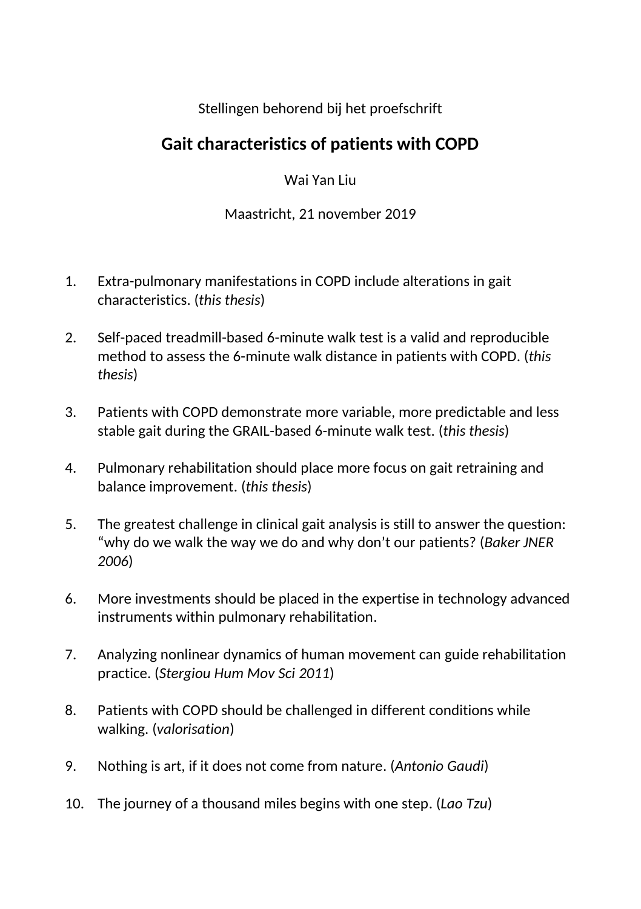Stellingen behorend bij het proefschrift

# Gait characteristics of patients with COPD

Wai Yan Liu

Maastricht, 21 november 2019

1. Extra-pulmonary manifestations in COPD include alterations in gait characteristics. (*this thesis*)

2. Self-paced treadmill-based 6-minute walk test is a valid and reproducible method to assess the 6-minute walk distance in patients with COPD. (*this thesis*)

3. Patients with COPD demonstrate more variable, more predictable and less stable gait during the GRAIL-based 6-minute walk test. (*this thesis*)

4. Pulmonary rehabilitation should place more focus on gait retraining and balance improvement. (*this thesis*)

5. The greatest challenge in clinical gait analysis is still to answer the question: "why do we walk the way we do and why don't our patients? (*Baker JNER 2006*)

6. More investments should be placed in the expertise in technology advanced instruments within pulmonary rehabilitation.

7. Analyzing nonlinear dynamics of human movement can guide rehabilitation practice. (*Stergiou Hum Mov Sci 2011*)

8. Patients with COPD should be challenged in different conditions while walking. (*valorisation*)

9. Nothing is art, if it does not come from nature. (*Antonio Gaudi*)

10. The journey of a thousand miles begins with one step. (*Lao Tzu*)